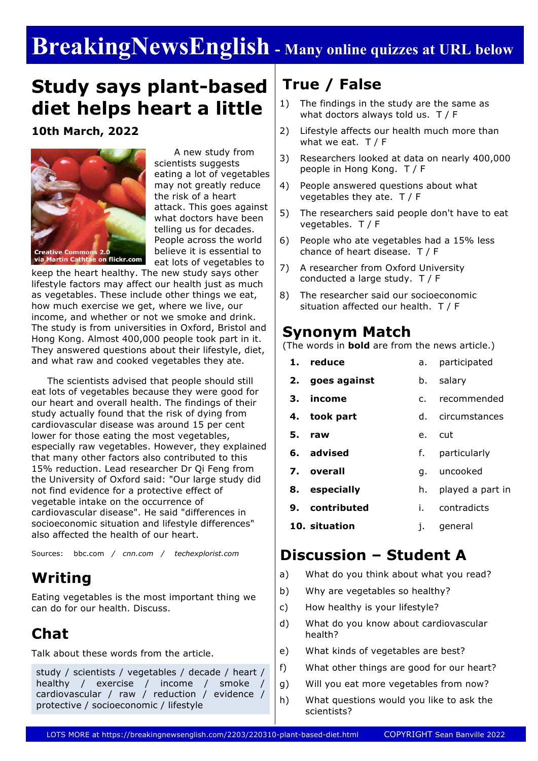# BreakingNewsEnglish - Many online quizzes at URL below

## Study says plant-based diet helps heart a little

**10th March, 2022**

Creative Commons 2.0 via Martin Cathtae on flickr.com

A new study from scientists suggests eating a lot of vegetables may not greatly reduce the risk of a heart attack. This goes against what doctors have been telling us for decades. People across the world believe it is essential to eat lots of vegetables to keep the heart healthy. The new study says other lifestyle factors may affect our health just as much as vegetables. These include other things we eat, how much exercise we get, where we live, our income, and whether or not we smoke and drink. The study is from universities in Oxford, Bristol and Hong Kong. Almost 400,000 people took part in it. They answered questions about their lifestyle, diet, and what raw and cooked vegetables they ate.

The scientists advised that people should still eat lots of vegetables because they were good for our heart and overall health. The findings of their study actually found that the risk of dying from cardiovascular disease was around 15 per cent lower for those eating the most vegetables, especially raw vegetables. However, they explained that many other factors also contributed to this 15% reduction. Lead researcher Dr Qi Feng from the University of Oxford said: "Our large study did not find evidence for a protective effect of vegetable intake on the occurrence of cardiovascular disease". He said "differences in socioeconomic situation and lifestyle differences" also affected the health of our heart.

Sources: bbc.com / *cnn.com* / *techexplorist.com*

## Writing

Eating vegetables is the most important thing we can do for our health. Discuss.

## Chat

Talk about these words from the article.

study / scientists / vegetables / decade / heart / healthy / exercise / income / smoke / cardiovascular / raw / reduction / evidence / protective / socioeconomic / lifestyle

## True / False

1) The findings in the study are the same as what doctors always told us. T / F
2) Lifestyle affects our health much more than what we eat. T / F
3) Researchers looked at data on nearly 400,000 people in Hong Kong. T / F
4) People answered questions about what vegetables they ate. T / F
5) The researchers said people don't have to eat vegetables. T / F
6) People who ate vegetables had a 15% less chance of heart disease. T / F
7) A researcher from Oxford University conducted a large study. T / F
8) The researcher said our socioeconomic situation affected our health. T / F

## Synonym Match

(The words in **bold** are from the news article.)

| | | | |
|---|---|---|---|
| 1. | **reduce** | a. | participated |
| 2. | **goes against** | b. | salary |
| 3. | **income** | c. | recommended |
| 4. | **took part** | d. | circumstances |
| 5. | **raw** | e. | cut |
| 6. | **advised** | f. | particularly |
| 7. | **overall** | g. | uncooked |
| 8. | **especially** | h. | played a part in |
| 9. | **contributed** | i. | contradicts |
| 10. | **situation** | j. | general |

## Discussion – Student A

a) What do you think about what you read?
b) Why are vegetables so healthy?
c) How healthy is your lifestyle?
d) What do you know about cardiovascular health?
e) What kinds of vegetables are best?
f) What other things are good for our heart?
g) Will you eat more vegetables from now?
h) What questions would you like to ask the scientists?

LOTS MORE at https://breakingnewsenglish.com/2203/220310-plant-based-diet.html COPYRIGHT Sean Banville 2022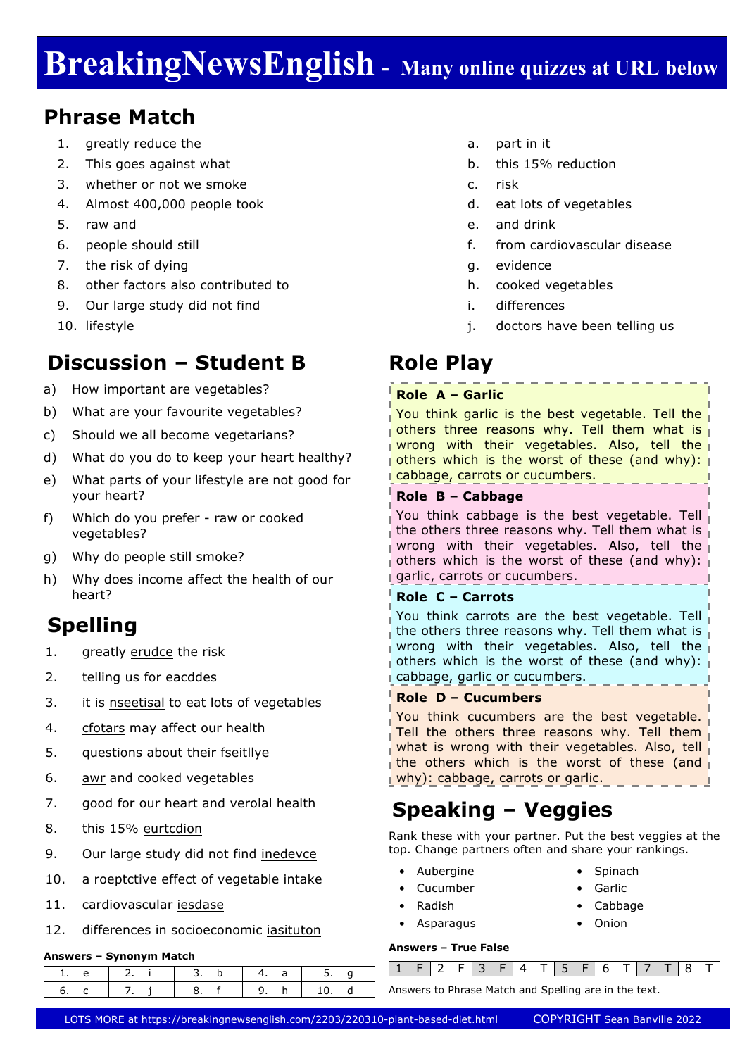# BreakingNewsEnglish - Many online quizzes at URL below

## Phrase Match

1. greatly reduce the
2. This goes against what
3. whether or not we smoke
4. Almost 400,000 people took
5. raw and
6. people should still
7. the risk of dying
8. other factors also contributed to
9. Our large study did not find
10. lifestyle

a. part in it
b. this 15% reduction
c. risk
d. eat lots of vegetables
e. and drink
f. from cardiovascular disease
g. evidence
h. cooked vegetables
i. differences
j. doctors have been telling us

## Discussion – Student B

a) How important are vegetables?
b) What are your favourite vegetables?
c) Should we all become vegetarians?
d) What do you do to keep your heart healthy?
e) What parts of your lifestyle are not good for your heart?
f) Which do you prefer - raw or cooked vegetables?
g) Why do people still smoke?
h) Why does income affect the health of our heart?

## Spelling

1. greatly erudce the risk
2. telling us for eacddes
3. it is nseetisal to eat lots of vegetables
4. cfotars may affect our health
5. questions about their fseitllye
6. awr and cooked vegetables
7. good for our heart and verolal health
8. this 15% eurtcdion
9. Our large study did not find inedevce
10. a roeptctive effect of vegetable intake
11. cardiovascular iesdase
12. differences in socioeconomic iasituton

**Answers – Synonym Match**

| | | | | |
|---|---|---|---|---|
| 1. e | 2. i | 3. b | 4. a | 5. g |
| 6. c | 7. j | 8. f | 9. h | 10. d |

## Role Play

**Role A – Garlic**
You think garlic is the best vegetable. Tell the others three reasons why. Tell them what is wrong with their vegetables. Also, tell the others which is the worst of these (and why): cabbage, carrots or cucumbers.

**Role B – Cabbage**
You think cabbage is the best vegetable. Tell the others three reasons why. Tell them what is wrong with their vegetables. Also, tell the others which is the worst of these (and why): garlic, carrots or cucumbers.

**Role C – Carrots**
You think carrots are the best vegetable. Tell the others three reasons why. Tell them what is wrong with their vegetables. Also, tell the others which is the worst of these (and why): cabbage, garlic or cucumbers.

**Role D – Cucumbers**
You think cucumbers are the best vegetable. Tell the others three reasons why. Tell them what is wrong with their vegetables. Also, tell the others which is the worst of these (and why): cabbage, carrots or garlic.

## Speaking – Veggies

Rank these with your partner. Put the best veggies at the top. Change partners often and share your rankings.

- Aubergine
- Cucumber
- Radish
- Asparagus
- Spinach
- Garlic
- Cabbage
- Onion

**Answers – True False**

| | | | | | | | | | | | | | | | |
|---|---|---|---|---|---|---|---|---|---|---|---|---|---|---|---|
| 1 | F | 2 | F | 3 | F | 4 | T | 5 | F | 6 | T | 7 | T | 8 | T |

Answers to Phrase Match and Spelling are in the text.

LOTS MORE at https://breakingnewsenglish.com/2203/220310-plant-based-diet.html COPYRIGHT Sean Banville 2022